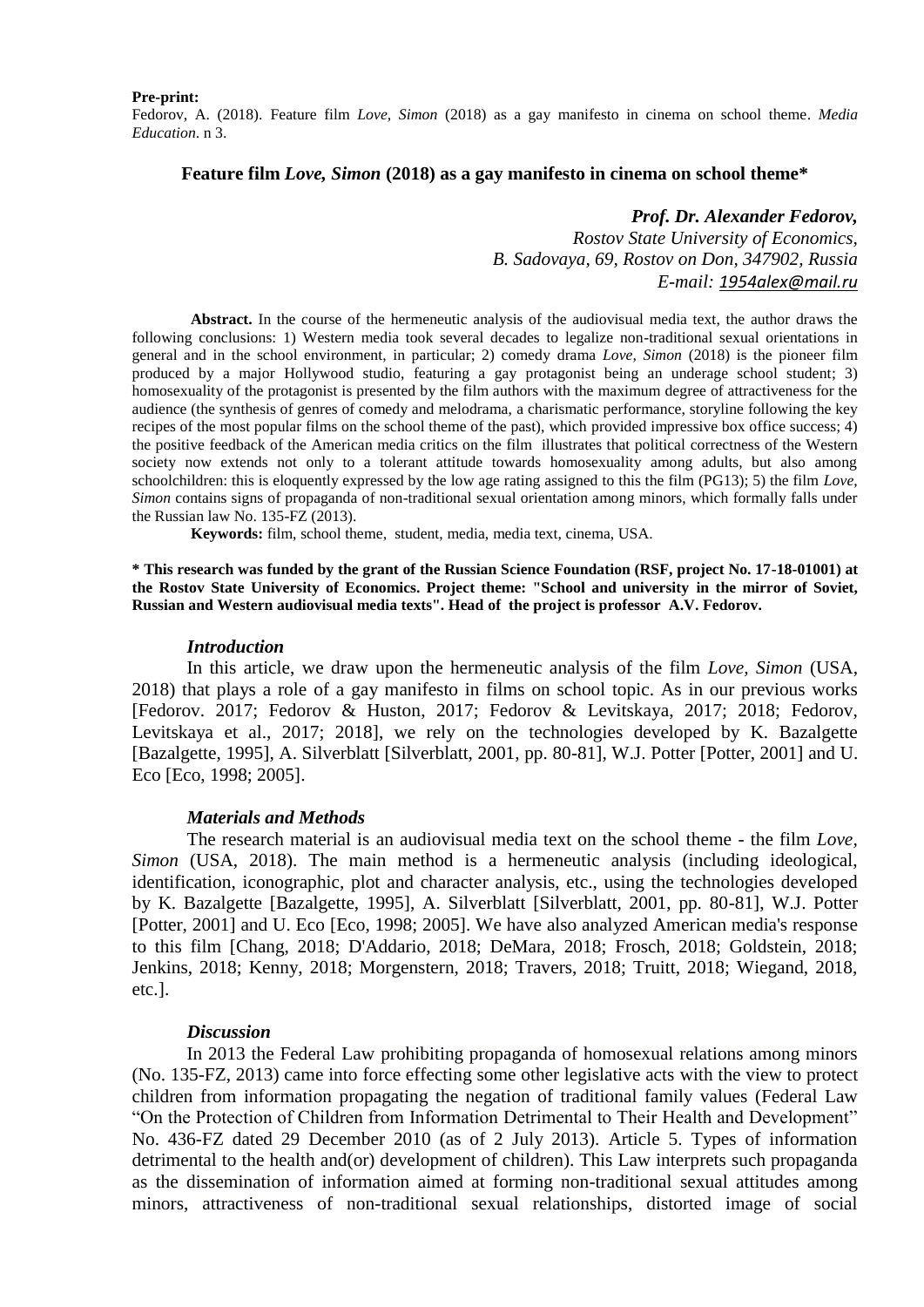**Pre-print:**

Fedorov, A. (2018). Feature film *Love, Simon* (2018) as a gay manifesto in cinema on school theme. *Media Education*. n 3.

# Feature film *Love, Simon* (2018) as a gay manifesto in cinema on school theme*

***Prof. Dr. Alexander Fedorov,***
*Rostov State University of Economics,*
*B. Sadovaya, 69, Rostov on Don, 347902, Russia*
*E-mail: 1954alex@mail.ru*

**Abstract.** In the course of the hermeneutic analysis of the audiovisual media text, the author draws the following conclusions: 1) Western media took several decades to legalize non-traditional sexual orientations in general and in the school environment, in particular; 2) comedy drama *Love, Simon* (2018) is the pioneer film produced by a major Hollywood studio, featuring a gay protagonist being an underage school student; 3) homosexuality of the protagonist is presented by the film authors with the maximum degree of attractiveness for the audience (the synthesis of genres of comedy and melodrama, a charismatic performance, storyline following the key recipes of the most popular films on the school theme of the past), which provided impressive box office success; 4) the positive feedback of the American media critics on the film illustrates that political correctness of the Western society now extends not only to a tolerant attitude towards homosexuality among adults, but also among schoolchildren: this is eloquently expressed by the low age rating assigned to this the film (PG13); 5) the film *Love, Simon* contains signs of propaganda of non-traditional sexual orientation among minors, which formally falls under the Russian law No. 135-FZ (2013).

**Keywords:** film, school theme, student, media, media text, cinema, USA.

**\* This research was funded by the grant of the Russian Science Foundation (RSF, project No. 17-18-01001) at the Rostov State University of Economics. Project theme: "School and university in the mirror of Soviet, Russian and Western audiovisual media texts". Head of the project is professor A.V. Fedorov.**

### *Introduction*

In this article, we draw upon the hermeneutic analysis of the film *Love, Simon* (USA, 2018) that plays a role of a gay manifesto in films on school topic. As in our previous works [Fedorov. 2017; Fedorov & Huston, 2017; Fedorov & Levitskaya, 2017; 2018; Fedorov, Levitskaya et al., 2017; 2018], we rely on the technologies developed by K. Bazalgette [Bazalgette, 1995], A. Silverblatt [Silverblatt, 2001, pp. 80-81], W.J. Potter [Potter, 2001] and U. Eco [Eco, 1998; 2005].

### *Materials and Methods*

The research material is an audiovisual media text on the school theme - the film *Love, Simon* (USA, 2018). The main method is a hermeneutic analysis (including ideological, identification, iconographic, plot and character analysis, etc., using the technologies developed by K. Bazalgette [Bazalgette, 1995], A. Silverblatt [Silverblatt, 2001, pp. 80-81], W.J. Potter [Potter, 2001] and U. Eco [Eco, 1998; 2005]. We have also analyzed American media's response to this film [Chang, 2018; D'Addario, 2018; DeMara, 2018; Frosch, 2018; Goldstein, 2018; Jenkins, 2018; Kenny, 2018; Morgenstern, 2018; Travers, 2018; Truitt, 2018; Wiegand, 2018, etc.].

### *Discussion*

In 2013 the Federal Law prohibiting propaganda of homosexual relations among minors (No. 135-FZ, 2013) came into force effecting some other legislative acts with the view to protect children from information propagating the negation of traditional family values (Federal Law "On the Protection of Children from Information Detrimental to Their Health and Development" No. 436-FZ dated 29 December 2010 (as of 2 July 2013). Article 5. Types of information detrimental to the health and(or) development of children). This Law interprets such propaganda as the dissemination of information aimed at forming non-traditional sexual attitudes among minors, attractiveness of non-traditional sexual relationships, distorted image of social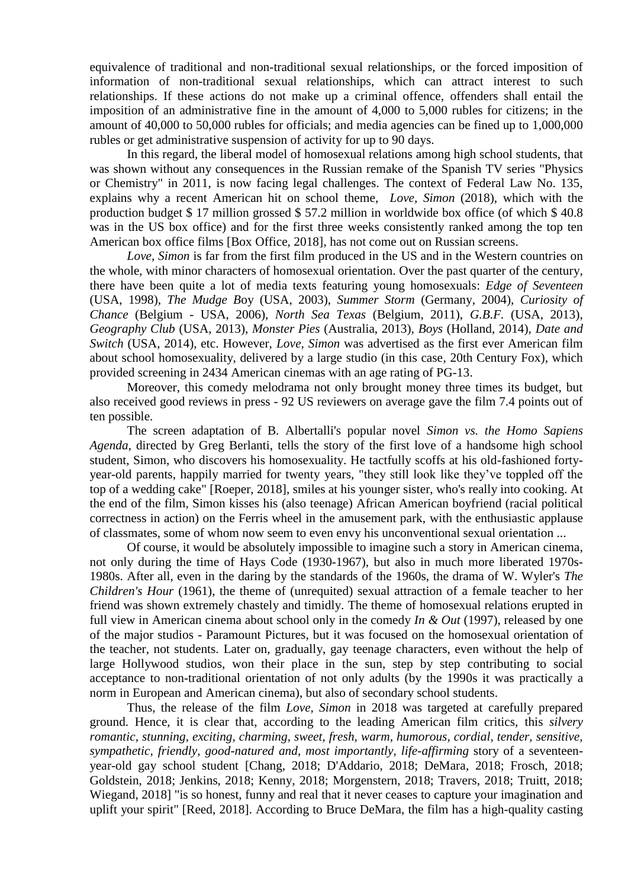equivalence of traditional and non-traditional sexual relationships, or the forced imposition of information of non-traditional sexual relationships, which can attract interest to such relationships. If these actions do not make up a criminal offence, offenders shall entail the imposition of an administrative fine in the amount of 4,000 to 5,000 rubles for citizens; in the amount of 40,000 to 50,000 rubles for officials; and media agencies can be fined up to 1,000,000 rubles or get administrative suspension of activity for up to 90 days.

In this regard, the liberal model of homosexual relations among high school students, that was shown without any consequences in the Russian remake of the Spanish TV series "Physics or Chemistry" in 2011, is now facing legal challenges. The context of Federal Law No. 135, explains why a recent American hit on school theme, *Love, Simon* (2018), which with the production budget $ 17 million grossed $ 57.2 million in worldwide box office (of which $ 40.8 was in the US box office) and for the first three weeks consistently ranked among the top ten American box office films [Box Office, 2018], has not come out on Russian screens.

*Love, Simon* is far from the first film produced in the US and in the Western countries on the whole, with minor characters of homosexual orientation. Over the past quarter of the century, there have been quite a lot of media texts featuring young homosexuals: *Edge of Seventeen* (USA, 1998), *The Mudge Boy* (USA, 2003), *Summer Storm* (Germany, 2004), *Curiosity of Chance* (Belgium - USA, 2006), *North Sea Texas* (Belgium, 2011), *G.B.F.* (USA, 2013), *Geography Club* (USA, 2013), *Monster Pies* (Australia, 2013), *Boys* (Holland, 2014), *Date and Switch* (USA, 2014), etc. However, *Love, Simon* was advertised as the first ever American film about school homosexuality, delivered by a large studio (in this case, 20th Century Fox), which provided screening in 2434 American cinemas with an age rating of PG-13.

Moreover, this comedy melodrama not only brought money three times its budget, but also received good reviews in press - 92 US reviewers on average gave the film 7.4 points out of ten possible.

The screen adaptation of B. Albertalli's popular novel *Simon vs. the Homo Sapiens Agenda*, directed by Greg Berlanti, tells the story of the first love of a handsome high school student, Simon, who discovers his homosexuality. He tactfully scoffs at his old-fashioned forty-year-old parents, happily married for twenty years, "they still look like they've toppled off the top of a wedding cake" [Roeper, 2018], smiles at his younger sister, who's really into cooking. At the end of the film, Simon kisses his (also teenage) African American boyfriend (racial political correctness in action) on the Ferris wheel in the amusement park, with the enthusiastic applause of classmates, some of whom now seem to even envy his unconventional sexual orientation ...

Of course, it would be absolutely impossible to imagine such a story in American cinema, not only during the time of Hays Code (1930-1967), but also in much more liberated 1970s-1980s. After all, even in the daring by the standards of the 1960s, the drama of W. Wyler's *The Children's Hour* (1961), the theme of (unrequited) sexual attraction of a female teacher to her friend was shown extremely chastely and timidly. The theme of homosexual relations erupted in full view in American cinema about school only in the comedy *In & Out* (1997), released by one of the major studios - Paramount Pictures, but it was focused on the homosexual orientation of the teacher, not students. Later on, gradually, gay teenage characters, even without the help of large Hollywood studios, won their place in the sun, step by step contributing to social acceptance to non-traditional orientation of not only adults (by the 1990s it was practically a norm in European and American cinema), but also of secondary school students.

Thus, the release of the film *Love, Simon* in 2018 was targeted at carefully prepared ground. Hence, it is clear that, according to the leading American film critics, this *silvery romantic, stunning, exciting, charming, sweet, fresh, warm, humorous, cordial, tender, sensitive, sympathetic, friendly, good-natured and, most importantly, life-affirming* story of a seventeen-year-old gay school student [Chang, 2018; D'Addario, 2018; DeMara, 2018; Frosch, 2018; Goldstein, 2018; Jenkins, 2018; Kenny, 2018; Morgenstern, 2018; Travers, 2018; Truitt, 2018; Wiegand, 2018] "is so honest, funny and real that it never ceases to capture your imagination and uplift your spirit" [Reed, 2018]. According to Bruce DeMara, the film has a high-quality casting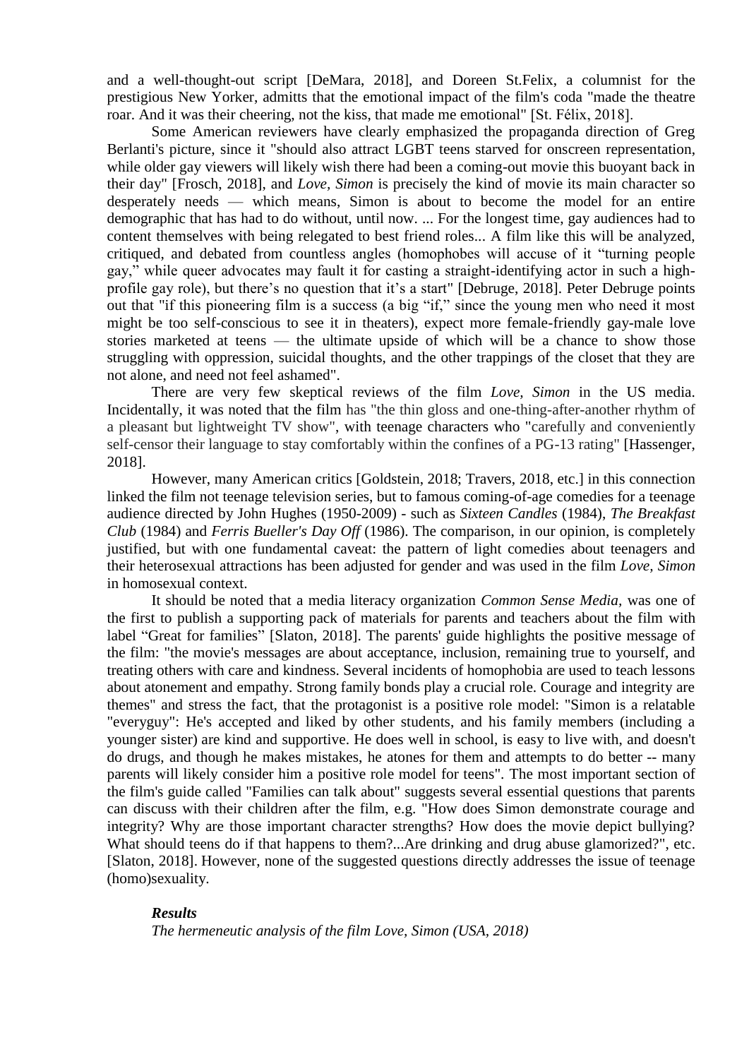and a well-thought-out script [DeMara, 2018], and Doreen St.Felix, a columnist for the prestigious New Yorker, admitts that the emotional impact of the film's coda "made the theatre roar. And it was their cheering, not the kiss, that made me emotional" [St. Félix, 2018].

Some American reviewers have clearly emphasized the propaganda direction of Greg Berlanti's picture, since it "should also attract LGBT teens starved for onscreen representation, while older gay viewers will likely wish there had been a coming-out movie this buoyant back in their day" [Frosch, 2018], and *Love, Simon* is precisely the kind of movie its main character so desperately needs — which means, Simon is about to become the model for an entire demographic that has had to do without, until now. ... For the longest time, gay audiences had to content themselves with being relegated to best friend roles... A film like this will be analyzed, critiqued, and debated from countless angles (homophobes will accuse of it "turning people gay," while queer advocates may fault it for casting a straight-identifying actor in such a high-profile gay role), but there's no question that it's a start" [Debruge, 2018]. Peter Debruge points out that "if this pioneering film is a success (a big "if," since the young men who need it most might be too self-conscious to see it in theaters), expect more female-friendly gay-male love stories marketed at teens — the ultimate upside of which will be a chance to show those struggling with oppression, suicidal thoughts, and the other trappings of the closet that they are not alone, and need not feel ashamed".

There are very few skeptical reviews of the film *Love, Simon* in the US media. Incidentally, it was noted that the film has "the thin gloss and one-thing-after-another rhythm of a pleasant but lightweight TV show", with teenage characters who "carefully and conveniently self-censor their language to stay comfortably within the confines of a PG-13 rating" [Hassenger, 2018].

However, many American critics [Goldstein, 2018; Travers, 2018, etc.] in this connection linked the film not teenage television series, but to famous coming-of-age comedies for a teenage audience directed by John Hughes (1950-2009) - such as *Sixteen Candles* (1984), *The Breakfast Club* (1984) and *Ferris Bueller's Day Off* (1986). The comparison, in our opinion, is completely justified, but with one fundamental caveat: the pattern of light comedies about teenagers and their heterosexual attractions has been adjusted for gender and was used in the film *Love, Simon* in homosexual context.

It should be noted that a media literacy organization *Common Sense Media*, was one of the first to publish a supporting pack of materials for parents and teachers about the film with label "Great for families" [Slaton, 2018]. The parents' guide highlights the positive message of the film: "the movie's messages are about acceptance, inclusion, remaining true to yourself, and treating others with care and kindness. Several incidents of homophobia are used to teach lessons about atonement and empathy. Strong family bonds play a crucial role. Courage and integrity are themes" and stress the fact, that the protagonist is a positive role model: "Simon is a relatable "everyguy": He's accepted and liked by other students, and his family members (including a younger sister) are kind and supportive. He does well in school, is easy to live with, and doesn't do drugs, and though he makes mistakes, he atones for them and attempts to do better -- many parents will likely consider him a positive role model for teens". The most important section of the film's guide called "Families can talk about" suggests several essential questions that parents can discuss with their children after the film, e.g. "How does Simon demonstrate courage and integrity? Why are those important character strengths? How does the movie depict bullying? What should teens do if that happens to them?...Are drinking and drug abuse glamorized?", etc. [Slaton, 2018]. However, none of the suggested questions directly addresses the issue of teenage (homo)sexuality.

***Results***

*The hermeneutic analysis of the film Love, Simon (USA, 2018)*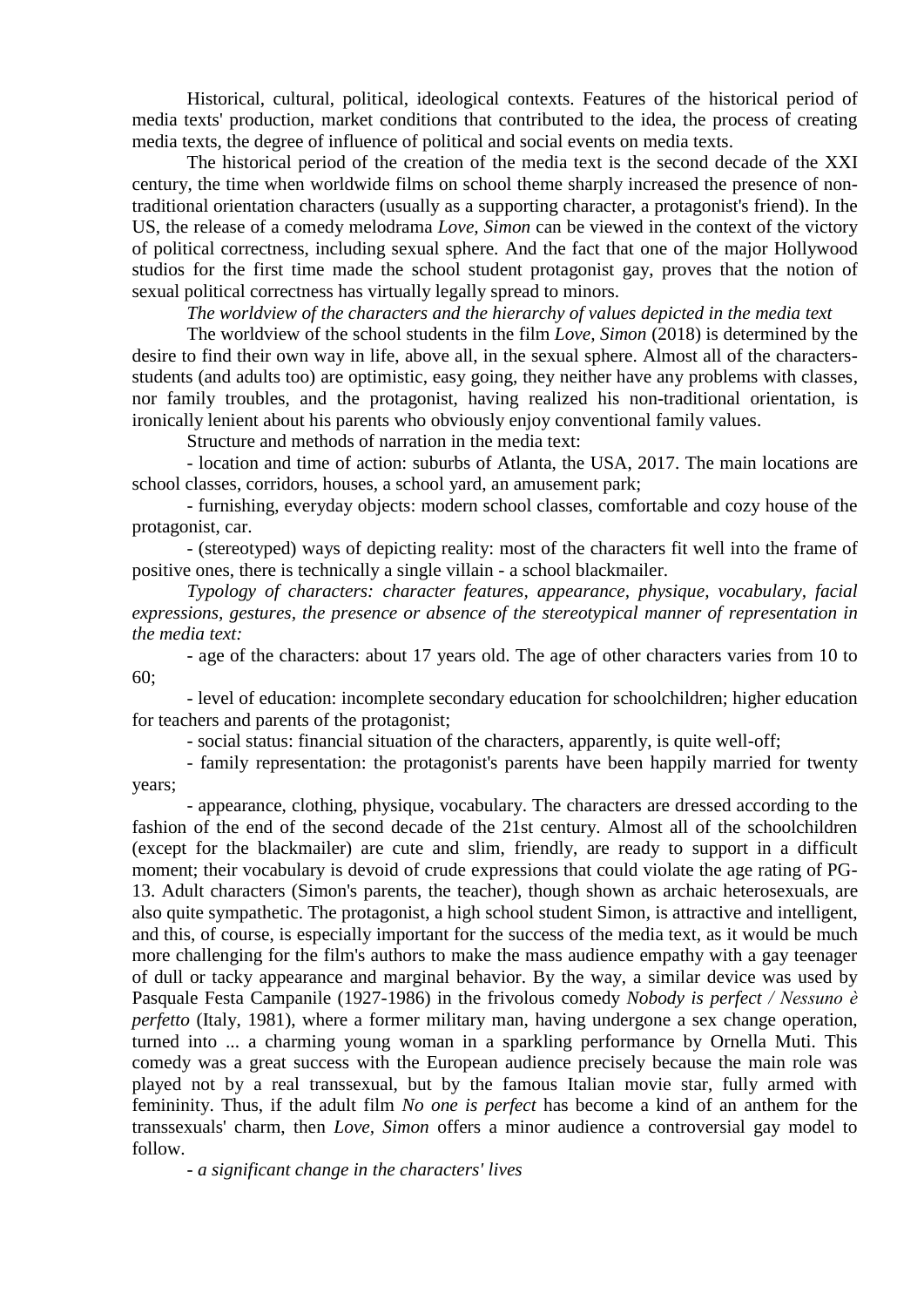Historical, cultural, political, ideological contexts. Features of the historical period of media texts' production, market conditions that contributed to the idea, the process of creating media texts, the degree of influence of political and social events on media texts.

The historical period of the creation of the media text is the second decade of the XXI century, the time when worldwide films on school theme sharply increased the presence of non-traditional orientation characters (usually as a supporting character, a protagonist's friend). In the US, the release of a comedy melodrama *Love, Simon* can be viewed in the context of the victory of political correctness, including sexual sphere. And the fact that one of the major Hollywood studios for the first time made the school student protagonist gay, proves that the notion of sexual political correctness has virtually legally spread to minors.

*The worldview of the characters and the hierarchy of values depicted in the media text*

The worldview of the school students in the film *Love, Simon* (2018) is determined by the desire to find their own way in life, above all, in the sexual sphere. Almost all of the characters-students (and adults too) are optimistic, easy going, they neither have any problems with classes, nor family troubles, and the protagonist, having realized his non-traditional orientation, is ironically lenient about his parents who obviously enjoy conventional family values.

Structure and methods of narration in the media text:

- location and time of action: suburbs of Atlanta, the USA, 2017. The main locations are school classes, corridors, houses, a school yard, an amusement park;

- furnishing, everyday objects: modern school classes, comfortable and cozy house of the protagonist, car.

- (stereotyped) ways of depicting reality: most of the characters fit well into the frame of positive ones, there is technically a single villain - a school blackmailer.

*Typology of characters: character features, appearance, physique, vocabulary, facial expressions, gestures, the presence or absence of the stereotypical manner of representation in the media text:*

- age of the characters: about 17 years old. The age of other characters varies from 10 to 60;

- level of education: incomplete secondary education for schoolchildren; higher education for teachers and parents of the protagonist;

- social status: financial situation of the characters, apparently, is quite well-off;

- family representation: the protagonist's parents have been happily married for twenty years;

- appearance, clothing, physique, vocabulary. The characters are dressed according to the fashion of the end of the second decade of the 21st century. Almost all of the schoolchildren (except for the blackmailer) are cute and slim, friendly, are ready to support in a difficult moment; their vocabulary is devoid of crude expressions that could violate the age rating of PG-13. Adult characters (Simon's parents, the teacher), though shown as archaic heterosexuals, are also quite sympathetic. The protagonist, a high school student Simon, is attractive and intelligent, and this, of course, is especially important for the success of the media text, as it would be much more challenging for the film's authors to make the mass audience empathy with a gay teenager of dull or tacky appearance and marginal behavior. By the way, a similar device was used by Pasquale Festa Campanile (1927-1986) in the frivolous comedy *Nobody is perfect / Nessuno è perfetto* (Italy, 1981), where a former military man, having undergone a sex change operation, turned into ... a charming young woman in a sparkling performance by Ornella Muti. This comedy was a great success with the European audience precisely because the main role was played not by a real transsexual, but by the famous Italian movie star, fully armed with femininity. Thus, if the adult film *No one is perfect* has become a kind of an anthem for the transsexuals' charm, then *Love, Simon* offers a minor audience a controversial gay model to follow.

- *a significant change in the characters' lives*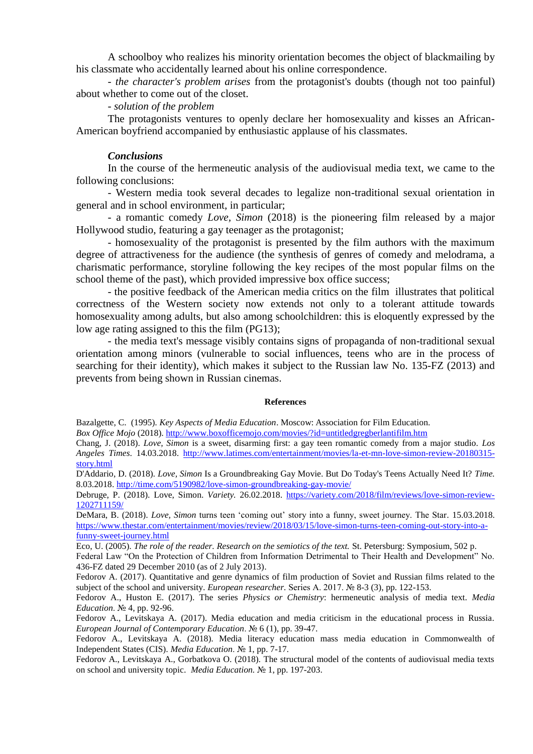A schoolboy who realizes his minority orientation becomes the object of blackmailing by his classmate who accidentally learned about his online correspondence.

- *the character's problem arises* from the protagonist's doubts (though not too painful) about whether to come out of the closet.

- *solution of the problem*

The protagonists ventures to openly declare her homosexuality and kisses an African-American boyfriend accompanied by enthusiastic applause of his classmates.

### *Conclusions*

In the course of the hermeneutic analysis of the audiovisual media text, we came to the following conclusions:

- Western media took several decades to legalize non-traditional sexual orientation in general and in school environment, in particular;

- a romantic comedy *Love, Simon* (2018) is the pioneering film released by a major Hollywood studio, featuring a gay teenager as the protagonist;

- homosexuality of the protagonist is presented by the film authors with the maximum degree of attractiveness for the audience (the synthesis of genres of comedy and melodrama, a charismatic performance, storyline following the key recipes of the most popular films on the school theme of the past), which provided impressive box office success;

- the positive feedback of the American media critics on the film illustrates that political correctness of the Western society now extends not only to a tolerant attitude towards homosexuality among adults, but also among schoolchildren: this is eloquently expressed by the low age rating assigned to this the film (PG13);

- the media text's message visibly contains signs of propaganda of non-traditional sexual orientation among minors (vulnerable to social influences, teens who are in the process of searching for their identity), which makes it subject to the Russian law No. 135-FZ (2013) and prevents from being shown in Russian cinemas.

## References

Bazalgette, C. (1995). *Key Aspects of Media Education*. Moscow: Association for Film Education.

*Box Office Mojo* (2018). http://www.boxofficemojo.com/movies/?id=untitledgregberlantifilm.htm

Chang, J. (2018). *Love, Simon* is a sweet, disarming first: a gay teen romantic comedy from a major studio. *Los Angeles Times*. 14.03.2018. http://www.latimes.com/entertainment/movies/la-et-mn-love-simon-review-20180315-story.html

D'Addario, D. (2018). *Love, Simon* Is a Groundbreaking Gay Movie. But Do Today's Teens Actually Need It? *Time.* 8.03.2018. http://time.com/5190982/love-simon-groundbreaking-gay-movie/

Debruge, P. (2018). Love, Simon. *Variety.* 26.02.2018. https://variety.com/2018/film/reviews/love-simon-review-1202711159/

DeMara, B. (2018). *Love, Simon* turns teen 'coming out' story into a funny, sweet journey. The Star. 15.03.2018. https://www.thestar.com/entertainment/movies/review/2018/03/15/love-simon-turns-teen-coming-out-story-into-a-funny-sweet-journey.html

Eco, U. (2005). *The role of the reader. Research on the semiotics of the text.* St. Petersburg: Symposium, 502 p.

Federal Law "On the Protection of Children from Information Detrimental to Their Health and Development" No. 436-FZ dated 29 December 2010 (as of 2 July 2013).

Fedorov A. (2017). Quantitative and genre dynamics of film production of Soviet and Russian films related to the subject of the school and university. *European researcher.* Series A. 2017. № 8-3 (3), pp. 122-153.

Fedorov A., Huston E. (2017). The series *Physics or Chemistry*: hermeneutic analysis of media text. *Media Education*. № 4, pp. 92-96.

Fedorov A., Levitskaya A. (2017). Media education and media criticism in the educational process in Russia. *European Journal of Contemporary Education*. № 6 (1), pp. 39-47.

Fedorov A., Levitskaya A. (2018). Media literacy education mass media education in Commonwealth of Independent States (CIS). *Media Education*. № 1, pp. 7-17.

Fedorov A., Levitskaya A., Gorbatkova O. (2018). The structural model of the contents of audiovisual media texts on school and university topic. *Media Education.* № 1, pp. 197-203.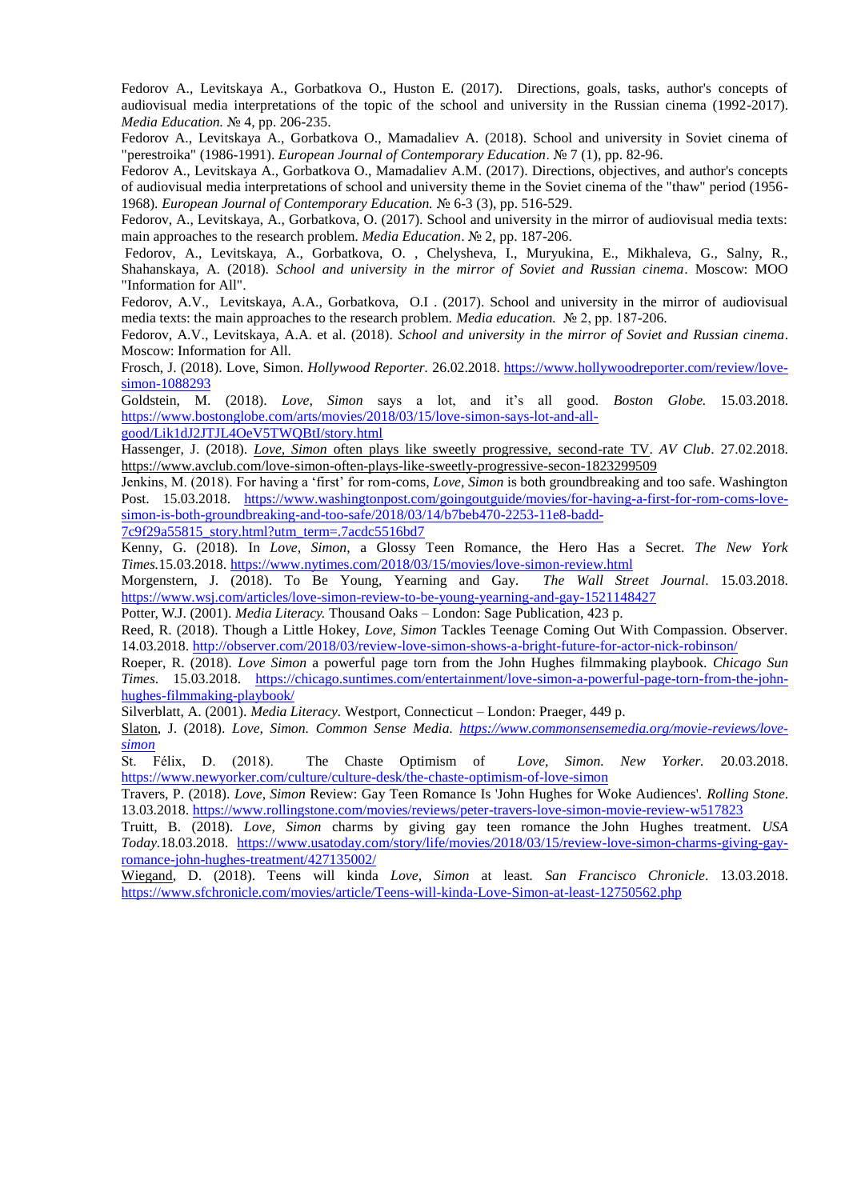Fedorov A., Levitskaya A., Gorbatkova O., Huston E. (2017). Directions, goals, tasks, author's concepts of audiovisual media interpretations of the topic of the school and university in the Russian cinema (1992-2017). *Media Education.* № 4, pp. 206-235.

Fedorov A., Levitskaya A., Gorbatkova O., Mamadaliev A. (2018). School and university in Soviet cinema of "perestroika" (1986-1991). *European Journal of Contemporary Education*. № 7 (1), pp. 82-96.

Fedorov A., Levitskaya A., Gorbatkova O., Mamadaliev A.M. (2017). Directions, objectives, and author's concepts of audiovisual media interpretations of school and university theme in the Soviet cinema of the "thaw" period (1956-1968). *European Journal of Contemporary Education.* № 6-3 (3), pp. 516-529.

Fedorov, A., Levitskaya, A., Gorbatkova, O. (2017). School and university in the mirror of audiovisual media texts: main approaches to the research problem. *Media Education*. № 2, pp. 187-206.

Fedorov, A., Levitskaya, A., Gorbatkova, O. , Chelysheva, I., Muryukina, E., Mikhaleva, G., Salny, R., Shahanskaya, A. (2018). *School and university in the mirror of Soviet and Russian cinema*. Moscow: MOO "Information for All".

Fedorov, A.V., Levitskaya, A.A., Gorbatkova, O.I . (2017). School and university in the mirror of audiovisual media texts: the main approaches to the research problem. *Media education.* № 2, pp. 187-206.

Fedorov, A.V., Levitskaya, A.A. et al. (2018). *School and university in the mirror of Soviet and Russian cinema*. Moscow: Information for All.

Frosch, J. (2018). Love, Simon. *Hollywood Reporter.* 26.02.2018. https://www.hollywoodreporter.com/review/love-simon-1088293

Goldstein, M. (2018). *Love, Simon* says a lot, and it's all good. *Boston Globe.* 15.03.2018. https://www.bostonglobe.com/arts/movies/2018/03/15/love-simon-says-lot-and-all-good/Lik1dJ2JTJL4OeV5TWQBtI/story.html

Hassenger, J. (2018). *Love, Simon* often plays like sweetly progressive, second-rate TV. *AV Club*. 27.02.2018. https://www.avclub.com/love-simon-often-plays-like-sweetly-progressive-secon-1823299509

Jenkins, M. (2018). For having a 'first' for rom-coms, *Love, Simon* is both groundbreaking and too safe. Washington Post. 15.03.2018. https://www.washingtonpost.com/goingoutguide/movies/for-having-a-first-for-rom-coms-love-simon-is-both-groundbreaking-and-too-safe/2018/03/14/b7beb470-2253-11e8-badd-7c9f29a55815_story.html?utm_term=.7acdc5516bd7

Kenny, G. (2018). In *Love, Simon*, a Glossy Teen Romance, the Hero Has a Secret. *The New York Times.*15.03.2018. https://www.nytimes.com/2018/03/15/movies/love-simon-review.html

Morgenstern, J. (2018). To Be Young, Yearning and Gay. *The Wall Street Journal*. 15.03.2018. https://www.wsj.com/articles/love-simon-review-to-be-young-yearning-and-gay-1521148427

Potter, W.J. (2001). *Media Literacy.* Thousand Oaks – London: Sage Publication, 423 p.

Reed, R. (2018). Though a Little Hokey, *Love, Simon* Tackles Teenage Coming Out With Compassion. Observer. 14.03.2018. http://observer.com/2018/03/review-love-simon-shows-a-bright-future-for-actor-nick-robinson/

Roeper, R. (2018). *Love Simon* a powerful page torn from the John Hughes filmmaking playbook. *Chicago Sun Times*. 15.03.2018. https://chicago.suntimes.com/entertainment/love-simon-a-powerful-page-torn-from-the-john-hughes-filmmaking-playbook/

Silverblatt, A. (2001). *Media Literacy.* Westport, Connecticut – London: Praeger, 449 p.

Slaton, J. (2018). *Love, Simon. Common Sense Media. https://www.commonsensemedia.org/movie-reviews/love-simon*

St. Félix, D. (2018). The Chaste Optimism of *Love, Simon. New Yorker.* 20.03.2018. https://www.newyorker.com/culture/culture-desk/the-chaste-optimism-of-love-simon

Travers, P. (2018). *Love, Simon* Review: Gay Teen Romance Is 'John Hughes for Woke Audiences'. *Rolling Stone*. 13.03.2018. https://www.rollingstone.com/movies/reviews/peter-travers-love-simon-movie-review-w517823

Truitt, B. (2018). *Love, Simon* charms by giving gay teen romance the John Hughes treatment. *USA Today.*18.03.2018. https://www.usatoday.com/story/life/movies/2018/03/15/review-love-simon-charms-giving-gay-romance-john-hughes-treatment/427135002/

Wiegand, D. (2018). Teens will kinda *Love, Simon* at least. *San Francisco Chronicle*. 13.03.2018. https://www.sfchronicle.com/movies/article/Teens-will-kinda-Love-Simon-at-least-12750562.php